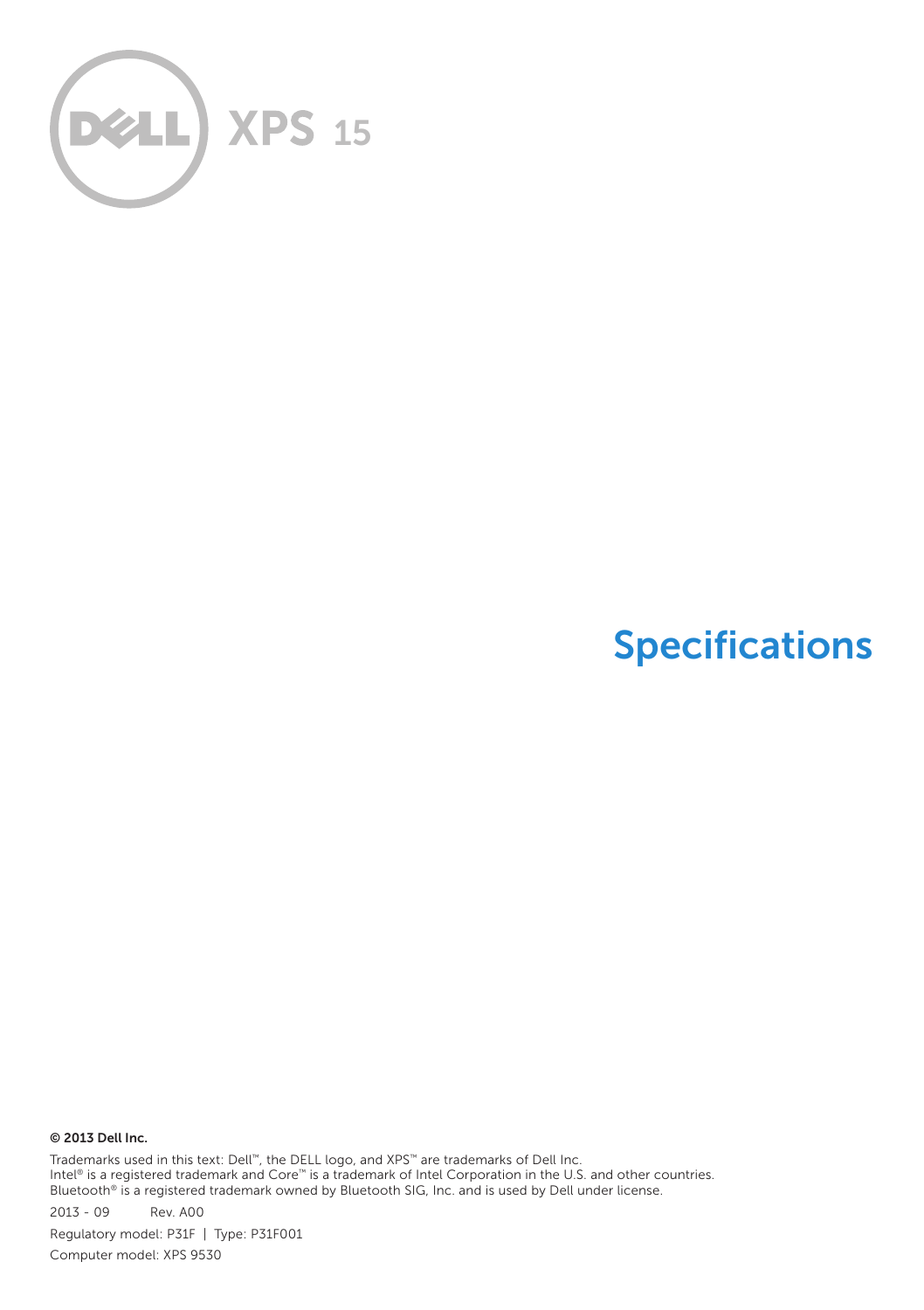# XPS 15

# Specifications

**© 2013 Dell Inc.**

Trademarks used in this text: Dell™, the DELL logo, and XPS™ are trademarks of Dell Inc.
Intel® is a registered trademark and Core™ is a trademark of Intel Corporation in the U.S. and other countries.
Bluetooth® is a registered trademark owned by Bluetooth SIG, Inc. and is used by Dell under license.

2013 - 09 Rev. A00

Regulatory model: P31F | Type: P31F001

Computer model: XPS 9530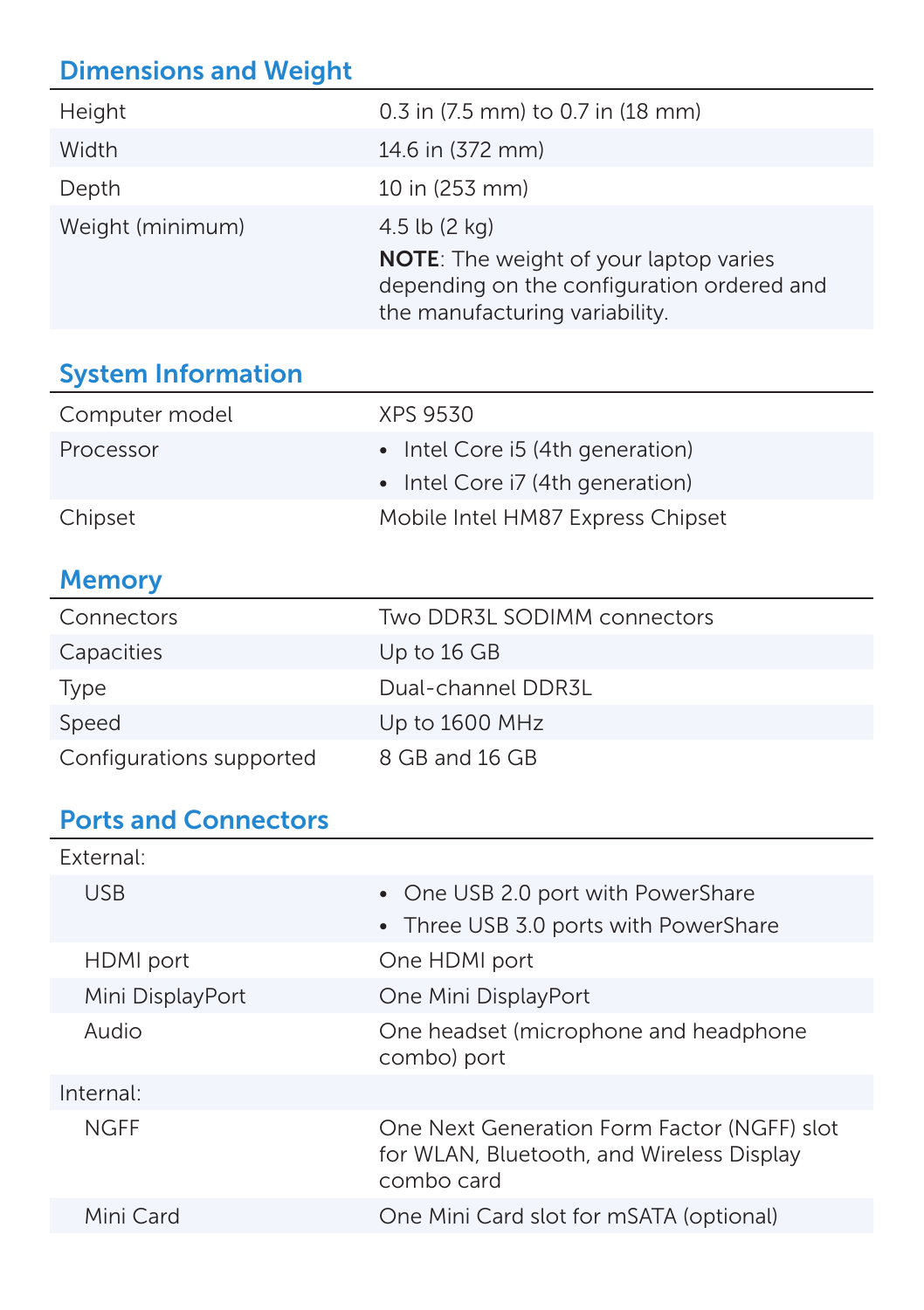## Dimensions and Weight

| | |
|---|---|
| Height | 0.3 in (7.5 mm) to 0.7 in (18 mm) |
| Width | 14.6 in (372 mm) |
| Depth | 10 in (253 mm) |
| Weight (minimum) | 4.5 lb (2 kg)<br>**NOTE**: The weight of your laptop varies depending on the configuration ordered and the manufacturing variability. |

## System Information

| | |
|---|---|
| Computer model | XPS 9530 |
| Processor | • Intel Core i5 (4th generation)<br>• Intel Core i7 (4th generation) |
| Chipset | Mobile Intel HM87 Express Chipset |

## Memory

| | |
|---|---|
| Connectors | Two DDR3L SODIMM connectors |
| Capacities | Up to 16 GB |
| Type | Dual-channel DDR3L |
| Speed | Up to 1600 MHz |
| Configurations supported | 8 GB and 16 GB |

## Ports and Connectors

| | |
|---|---|
| External: | |
| USB | • One USB 2.0 port with PowerShare<br>• Three USB 3.0 ports with PowerShare |
| HDMI port | One HDMI port |
| Mini DisplayPort | One Mini DisplayPort |
| Audio | One headset (microphone and headphone combo) port |
| Internal: | |
| NGFF | One Next Generation Form Factor (NGFF) slot for WLAN, Bluetooth, and Wireless Display combo card |
| Mini Card | One Mini Card slot for mSATA (optional) |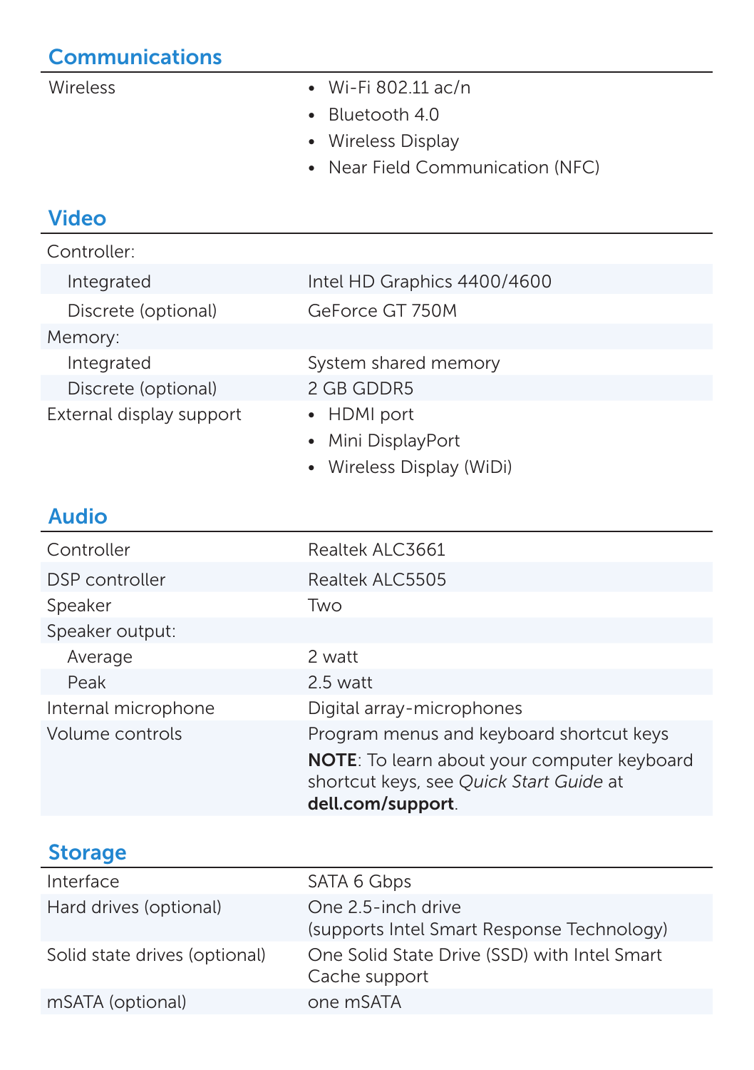## Communications

| | |
|---|---|
| Wireless | • Wi-Fi 802.11 ac/n<br>• Bluetooth 4.0<br>• Wireless Display<br>• Near Field Communication (NFC) |

## Video

| | |
|---|---|
| Controller: | |
| Integrated | Intel HD Graphics 4400/4600 |
| Discrete (optional) | GeForce GT 750M |
| Memory: | |
| Integrated | System shared memory |
| Discrete (optional) | 2 GB GDDR5 |
| External display support | • HDMI port<br>• Mini DisplayPort<br>• Wireless Display (WiDi) |

## Audio

| | |
|---|---|
| Controller | Realtek ALC3661 |
| DSP controller | Realtek ALC5505 |
| Speaker | Two |
| Speaker output: | |
| Average | 2 watt |
| Peak | 2.5 watt |
| Internal microphone | Digital array-microphones |
| Volume controls | Program menus and keyboard shortcut keys<br>**NOTE**: To learn about your computer keyboard shortcut keys, see *Quick Start Guide* at **dell.com/support**. |

## Storage

| | |
|---|---|
| Interface | SATA 6 Gbps |
| Hard drives (optional) | One 2.5-inch drive (supports Intel Smart Response Technology) |
| Solid state drives (optional) | One Solid State Drive (SSD) with Intel Smart Cache support |
| mSATA (optional) | one mSATA |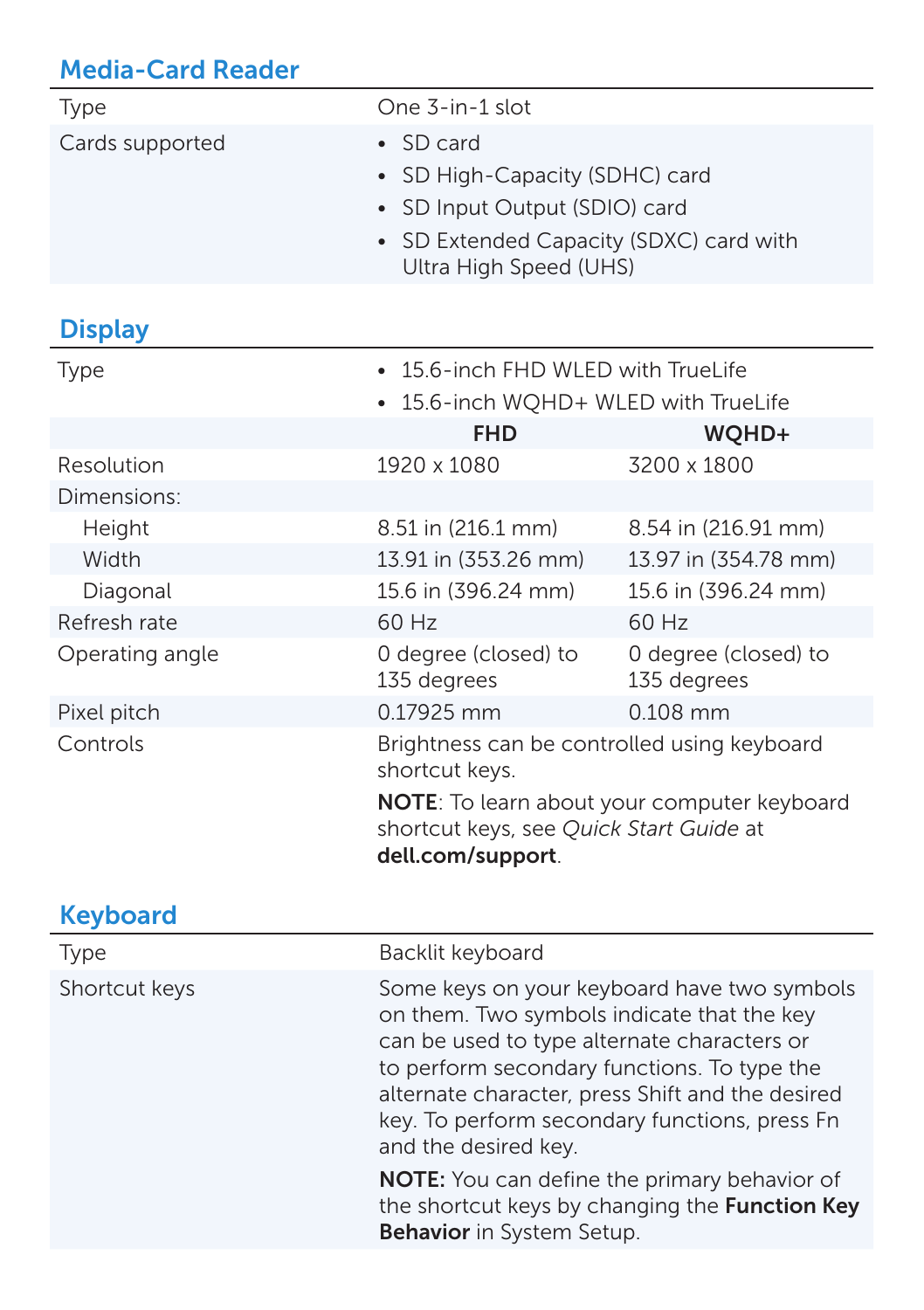## Media-Card Reader

| | |
|---|---|
| Type | One 3-in-1 slot |
| Cards supported | • SD card<br>• SD High-Capacity (SDHC) card<br>• SD Input Output (SDIO) card<br>• SD Extended Capacity (SDXC) card with Ultra High Speed (UHS) |

## Display

| | | |
|---|---|---|
| Type | • 15.6-inch FHD WLED with TrueLife<br>• 15.6-inch WQHD+ WLED with TrueLife | |
| | **FHD** | **WQHD+** |
| Resolution | 1920 x 1080 | 3200 x 1800 |
| Dimensions: | | |
| Height | 8.51 in (216.1 mm) | 8.54 in (216.91 mm) |
| Width | 13.91 in (353.26 mm) | 13.97 in (354.78 mm) |
| Diagonal | 15.6 in (396.24 mm) | 15.6 in (396.24 mm) |
| Refresh rate | 60 Hz | 60 Hz |
| Operating angle | 0 degree (closed) to 135 degrees | 0 degree (closed) to 135 degrees |
| Pixel pitch | 0.17925 mm | 0.108 mm |
| Controls | Brightness can be controlled using keyboard shortcut keys.<br>**NOTE**: To learn about your computer keyboard shortcut keys, see *Quick Start Guide* at **dell.com/support**. | |

## Keyboard

| | |
|---|---|
| Type | Backlit keyboard |
| Shortcut keys | Some keys on your keyboard have two symbols on them. Two symbols indicate that the key can be used to type alternate characters or to perform secondary functions. To type the alternate character, press Shift and the desired key. To perform secondary functions, press Fn and the desired key.<br>**NOTE:** You can define the primary behavior of the shortcut keys by changing the **Function Key Behavior** in System Setup. |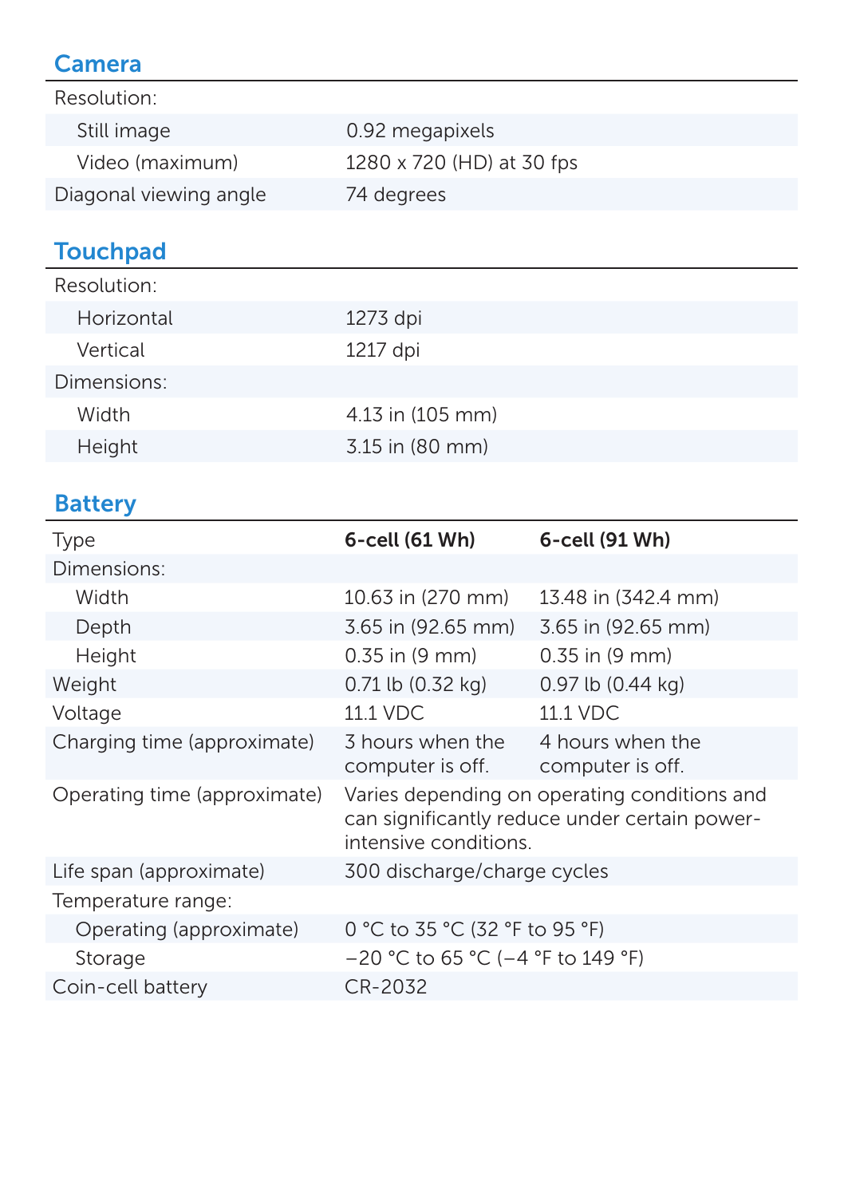## Camera

| | |
|---|---|
| Resolution: | |
| Still image | 0.92 megapixels |
| Video (maximum) | 1280 x 720 (HD) at 30 fps |
| Diagonal viewing angle | 74 degrees |

## Touchpad

| | |
|---|---|
| Resolution: | |
| Horizontal | 1273 dpi |
| Vertical | 1217 dpi |
| Dimensions: | |
| Width | 4.13 in (105 mm) |
| Height | 3.15 in (80 mm) |

## Battery

| Type | **6-cell (61 Wh)** | **6-cell (91 Wh)** |
|---|---|---|
| Dimensions: | | |
| Width | 10.63 in (270 mm) | 13.48 in (342.4 mm) |
| Depth | 3.65 in (92.65 mm) | 3.65 in (92.65 mm) |
| Height | 0.35 in (9 mm) | 0.35 in (9 mm) |
| Weight | 0.71 lb (0.32 kg) | 0.97 lb (0.44 kg) |
| Voltage | 11.1 VDC | 11.1 VDC |
| Charging time (approximate) | 3 hours when the computer is off. | 4 hours when the computer is off. |
| Operating time (approximate) | Varies depending on operating conditions and can significantly reduce under certain power-intensive conditions. | |
| Life span (approximate) | 300 discharge/charge cycles | |
| Temperature range: | | |
| Operating (approximate) | 0 °C to 35 °C (32 °F to 95 °F) | |
| Storage | −20 °C to 65 °C (−4 °F to 149 °F) | |
| Coin-cell battery | CR-2032 | |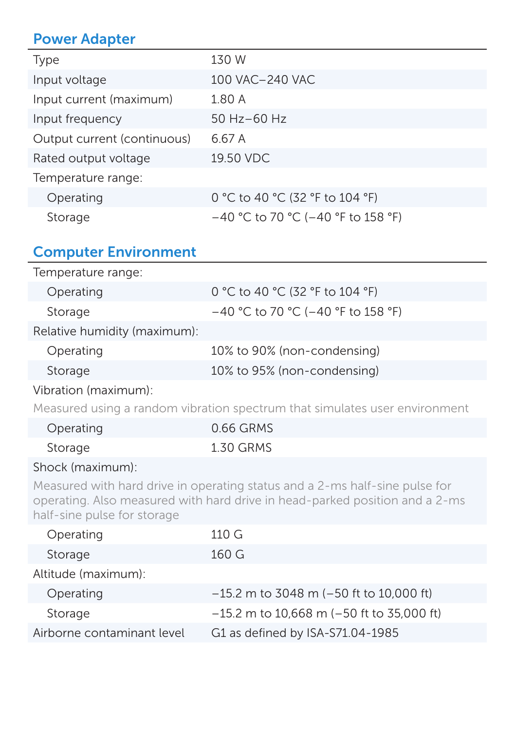## Power Adapter

| | |
|---|---|
| Type | 130 W |
| Input voltage | 100 VAC–240 VAC |
| Input current (maximum) | 1.80 A |
| Input frequency | 50 Hz–60 Hz |
| Output current (continuous) | 6.67 A |
| Rated output voltage | 19.50 VDC |
| Temperature range: | |
| Operating | 0 °C to 40 °C (32 °F to 104 °F) |
| Storage | −40 °C to 70 °C (−40 °F to 158 °F) |

## Computer Environment

| | |
|---|---|
| Temperature range: | |
| Operating | 0 °C to 40 °C (32 °F to 104 °F) |
| Storage | −40 °C to 70 °C (−40 °F to 158 °F) |
| Relative humidity (maximum): | |
| Operating | 10% to 90% (non-condensing) |
| Storage | 10% to 95% (non-condensing) |
| Vibration (maximum): | |
| Measured using a random vibration spectrum that simulates user environment | |
| Operating | 0.66 GRMS |
| Storage | 1.30 GRMS |
| Shock (maximum): | |
| Measured with hard drive in operating status and a 2-ms half-sine pulse for operating. Also measured with hard drive in head-parked position and a 2-ms half-sine pulse for storage | |
| Operating | 110 G |
| Storage | 160 G |
| Altitude (maximum): | |
| Operating | −15.2 m to 3048 m (−50 ft to 10,000 ft) |
| Storage | −15.2 m to 10,668 m (−50 ft to 35,000 ft) |
| Airborne contaminant level | G1 as defined by ISA-S71.04-1985 |